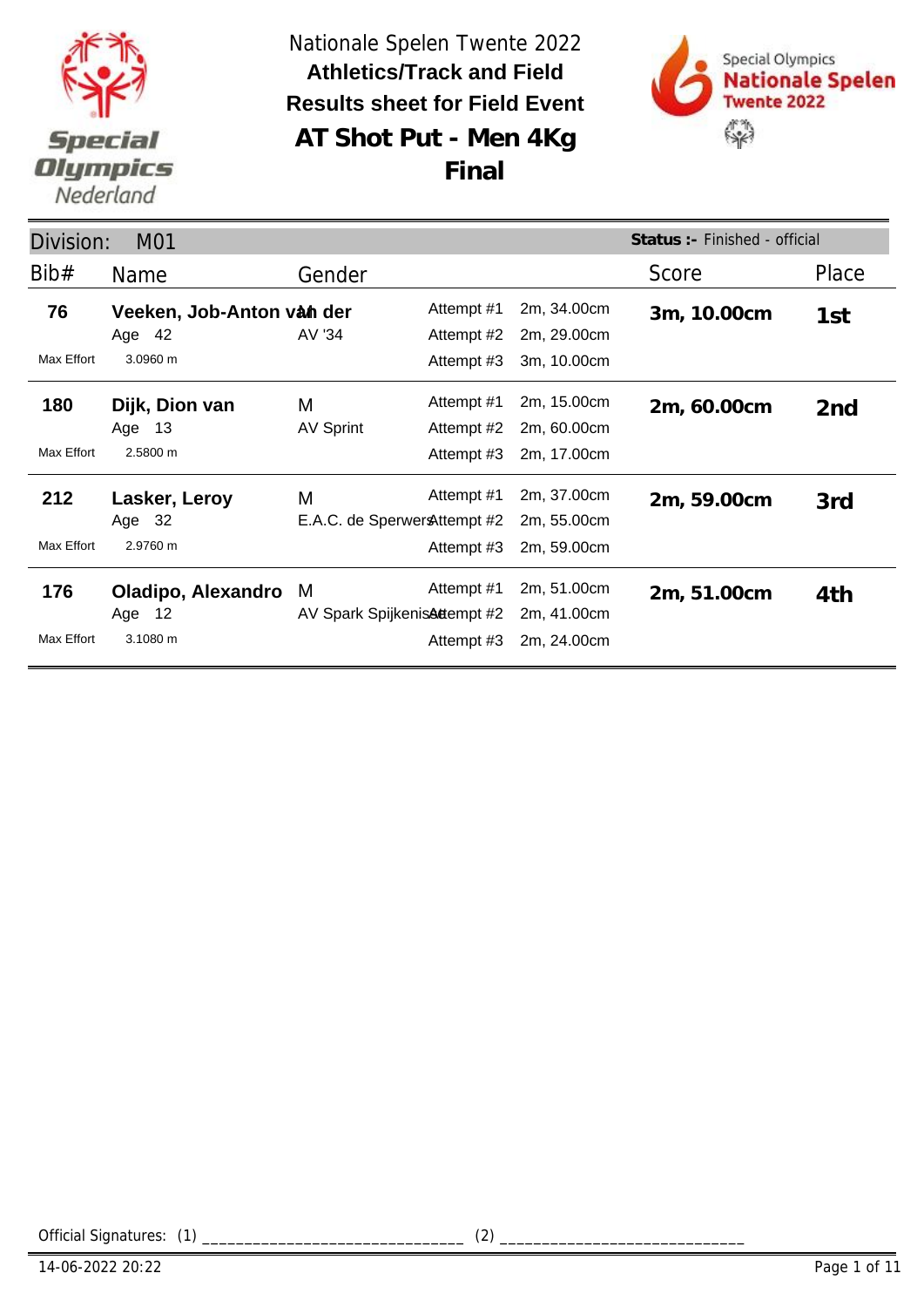Nationale Spelen Twente 2022

**Athletics/Track and Field**

**Results sheet for Field Event**

# AT Shot Put - Men 4Kg

## Final

Division: M01 — **Status :-** Finished - official

| Bib# | Name | Gender | Attempt | Distance | Score | Place |
|---|---|---|---|---|---|---|
| **76** | **Veeken, Job-Anton van der** | M | Attempt #1 | 2m, 34.00cm | **3m, 10.00cm** | **1st** |
| | Age 42 | AV '34 | Attempt #2 | 2m, 29.00cm | | |
| Max Effort | 3.0960 m | | Attempt #3 | 3m, 10.00cm | | |
| **180** | **Dijk, Dion van** | M | Attempt #1 | 2m, 15.00cm | **2m, 60.00cm** | **2nd** |
| | Age 13 | AV Sprint | Attempt #2 | 2m, 60.00cm | | |
| Max Effort | 2.5800 m | | Attempt #3 | 2m, 17.00cm | | |
| **212** | **Lasker, Leroy** | M | Attempt #1 | 2m, 37.00cm | **2m, 59.00cm** | **3rd** |
| | Age 32 | E.A.C. de Sperwers | Attempt #2 | 2m, 55.00cm | | |
| Max Effort | 2.9760 m | | Attempt #3 | 2m, 59.00cm | | |
| **176** | **Oladipo, Alexandro** | M | Attempt #1 | 2m, 51.00cm | **2m, 51.00cm** | **4th** |
| | Age 12 | AV Spark Spijkenisse | Attempt #2 | 2m, 41.00cm | | |
| Max Effort | 3.1080 m | | Attempt #3 | 2m, 24.00cm | | |

Official Signatures: (1) ______________________________ (2) ____________________________

14-06-2022 20:22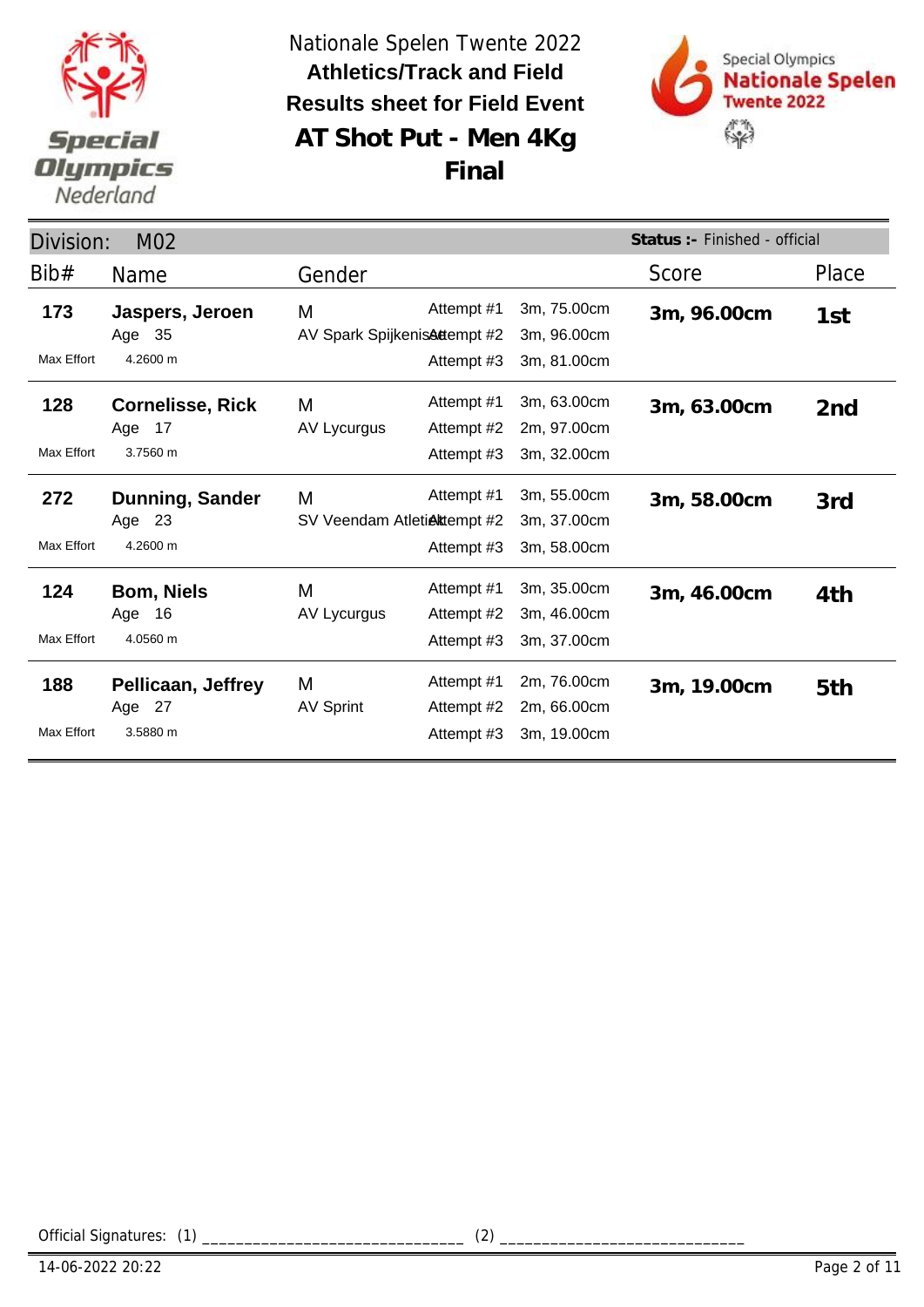Nationale Spelen Twente 2022

**Athletics/Track and Field**

**Results sheet for Field Event**

## AT Shot Put - Men 4Kg

## Final

Division: M02 | **Status :-** Finished - official

| Bib# | Name | Gender | | | Score | Place |
|---|---|---|---|---|---|---|
| **173** | **Jaspers, Jeroen** | M | Attempt #1 | 3m, 75.00cm | **3m, 96.00cm** | **1st** |
| | Age 35 | AV Spark Spijkenisse | Attempt #2 | 3m, 96.00cm | | |
| Max Effort | 4.2600 m | | Attempt #3 | 3m, 81.00cm | | |
| **128** | **Cornelisse, Rick** | M | Attempt #1 | 3m, 63.00cm | **3m, 63.00cm** | **2nd** |
| | Age 17 | AV Lycurgus | Attempt #2 | 2m, 97.00cm | | |
| Max Effort | 3.7560 m | | Attempt #3 | 3m, 32.00cm | | |
| **272** | **Dunning, Sander** | M | Attempt #1 | 3m, 55.00cm | **3m, 58.00cm** | **3rd** |
| | Age 23 | SV Veendam Atletiek | Attempt #2 | 3m, 37.00cm | | |
| Max Effort | 4.2600 m | | Attempt #3 | 3m, 58.00cm | | |
| **124** | **Bom, Niels** | M | Attempt #1 | 3m, 35.00cm | **3m, 46.00cm** | **4th** |
| | Age 16 | AV Lycurgus | Attempt #2 | 3m, 46.00cm | | |
| Max Effort | 4.0560 m | | Attempt #3 | 3m, 37.00cm | | |
| **188** | **Pellicaan, Jeffrey** | M | Attempt #1 | 2m, 76.00cm | **3m, 19.00cm** | **5th** |
| | Age 27 | AV Sprint | Attempt #2 | 2m, 66.00cm | | |
| Max Effort | 3.5880 m | | Attempt #3 | 3m, 19.00cm | | |

Official Signatures: (1) ______________________________ (2) ____________________________

14-06-2022 20:22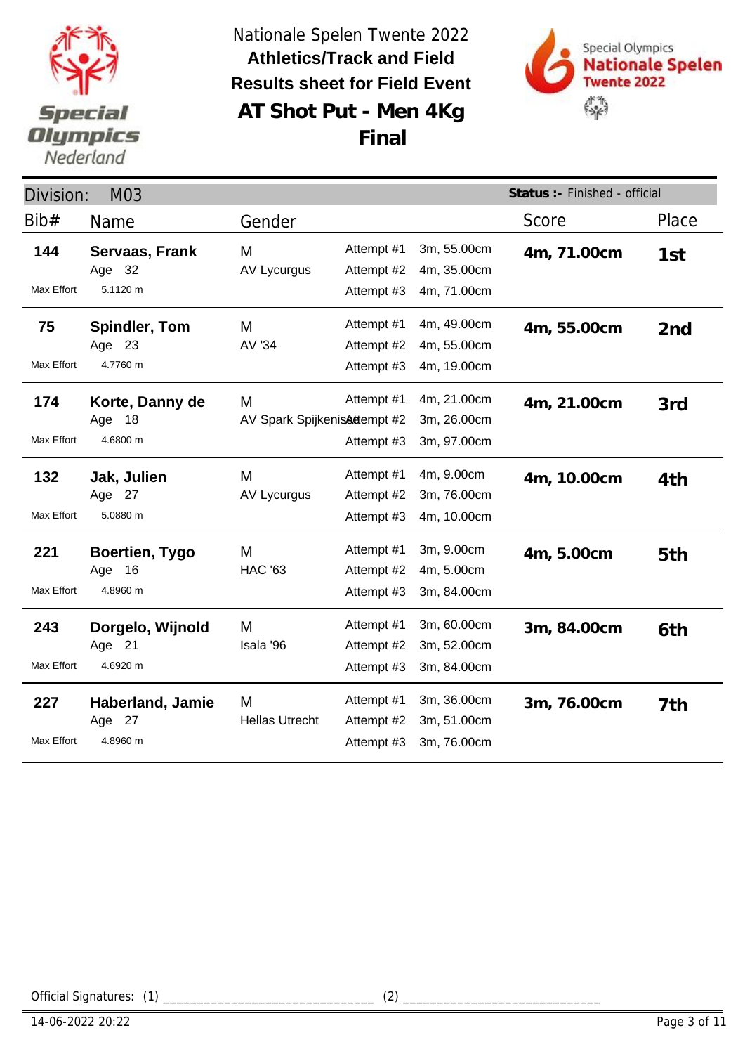Nationale Spelen Twente 2022

**Athletics/Track and Field**

**Results sheet for Field Event**

# AT Shot Put - Men 4Kg

## Final

Special Olympics Nederland

Special Olympics **Nationale Spelen** Twente 2022

**Division:** M03 — **Status :-** Finished - official

| Bib# | Name | Gender | | | Score | Place |
|---|---|---|---|---|---|---|
| **144** | **Servaas, Frank** | M | Attempt #1 | 3m, 55.00cm | **4m, 71.00cm** | **1st** |
| | Age 32 | AV Lycurgus | Attempt #2 | 4m, 35.00cm | | |
| Max Effort | 5.1120 m | | Attempt #3 | 4m, 71.00cm | | |
| **75** | **Spindler, Tom** | M | Attempt #1 | 4m, 49.00cm | **4m, 55.00cm** | **2nd** |
| | Age 23 | AV '34 | Attempt #2 | 4m, 55.00cm | | |
| Max Effort | 4.7760 m | | Attempt #3 | 4m, 19.00cm | | |
| **174** | **Korte, Danny de** | M | Attempt #1 | 4m, 21.00cm | **4m, 21.00cm** | **3rd** |
| | Age 18 | AV Spark Spijkenisse | Attempt #2 | 3m, 26.00cm | | |
| Max Effort | 4.6800 m | | Attempt #3 | 3m, 97.00cm | | |
| **132** | **Jak, Julien** | M | Attempt #1 | 4m, 9.00cm | **4m, 10.00cm** | **4th** |
| | Age 27 | AV Lycurgus | Attempt #2 | 3m, 76.00cm | | |
| Max Effort | 5.0880 m | | Attempt #3 | 4m, 10.00cm | | |
| **221** | **Boertien, Tygo** | M | Attempt #1 | 3m, 9.00cm | **4m, 5.00cm** | **5th** |
| | Age 16 | HAC '63 | Attempt #2 | 4m, 5.00cm | | |
| Max Effort | 4.8960 m | | Attempt #3 | 3m, 84.00cm | | |
| **243** | **Dorgelo, Wijnold** | M | Attempt #1 | 3m, 60.00cm | **3m, 84.00cm** | **6th** |
| | Age 21 | Isala '96 | Attempt #2 | 3m, 52.00cm | | |
| Max Effort | 4.6920 m | | Attempt #3 | 3m, 84.00cm | | |
| **227** | **Haberland, Jamie** | M | Attempt #1 | 3m, 36.00cm | **3m, 76.00cm** | **7th** |
| | Age 27 | Hellas Utrecht | Attempt #2 | 3m, 51.00cm | | |
| Max Effort | 4.8960 m | | Attempt #3 | 3m, 76.00cm | | |

Official Signatures: (1) ______________________________ (2) ____________________________

14-06-2022 20:22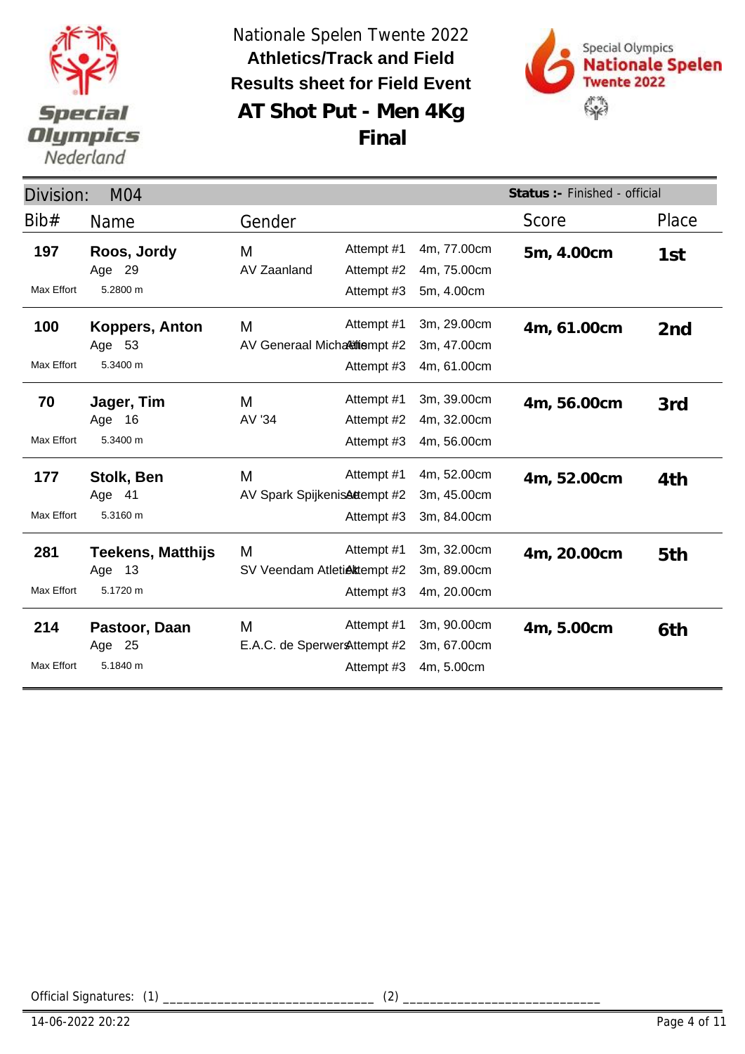Nationale Spelen Twente 2022

**Athletics/Track and Field**

**Results sheet for Field Event**

# AT Shot Put - Men 4Kg

# Final

Division: M04 | **Status :-** Finished - official

| Bib# | Name | Gender | | | Score | Place |
|---|---|---|---|---|---|---|
| **197** | **Roos, Jordy** | M | Attempt #1 | 4m, 77.00cm | **5m, 4.00cm** | **1st** |
| | Age 29 | AV Zaanland | Attempt #2 | 4m, 75.00cm | | |
| Max Effort | 5.2800 m | | Attempt #3 | 5m, 4.00cm | | |
| **100** | **Koppers, Anton** | M | Attempt #1 | 3m, 29.00cm | **4m, 61.00cm** | **2nd** |
| | Age 53 | AV Generaal Michaëlis | Attempt #2 | 3m, 47.00cm | | |
| Max Effort | 5.3400 m | | Attempt #3 | 4m, 61.00cm | | |
| **70** | **Jager, Tim** | M | Attempt #1 | 3m, 39.00cm | **4m, 56.00cm** | **3rd** |
| | Age 16 | AV '34 | Attempt #2 | 4m, 32.00cm | | |
| Max Effort | 5.3400 m | | Attempt #3 | 4m, 56.00cm | | |
| **177** | **Stolk, Ben** | M | Attempt #1 | 4m, 52.00cm | **4m, 52.00cm** | **4th** |
| | Age 41 | AV Spark Spijkenisse | Attempt #2 | 3m, 45.00cm | | |
| Max Effort | 5.3160 m | | Attempt #3 | 3m, 84.00cm | | |
| **281** | **Teekens, Matthijs** | M | Attempt #1 | 3m, 32.00cm | **4m, 20.00cm** | **5th** |
| | Age 13 | SV Veendam Atletiek | Attempt #2 | 3m, 89.00cm | | |
| Max Effort | 5.1720 m | | Attempt #3 | 4m, 20.00cm | | |
| **214** | **Pastoor, Daan** | M | Attempt #1 | 3m, 90.00cm | **4m, 5.00cm** | **6th** |
| | Age 25 | E.A.C. de Sperwers | Attempt #2 | 3m, 67.00cm | | |
| Max Effort | 5.1840 m | | Attempt #3 | 4m, 5.00cm | | |

Official Signatures: (1) ______________________________ (2) ____________________________

14-06-2022 20:22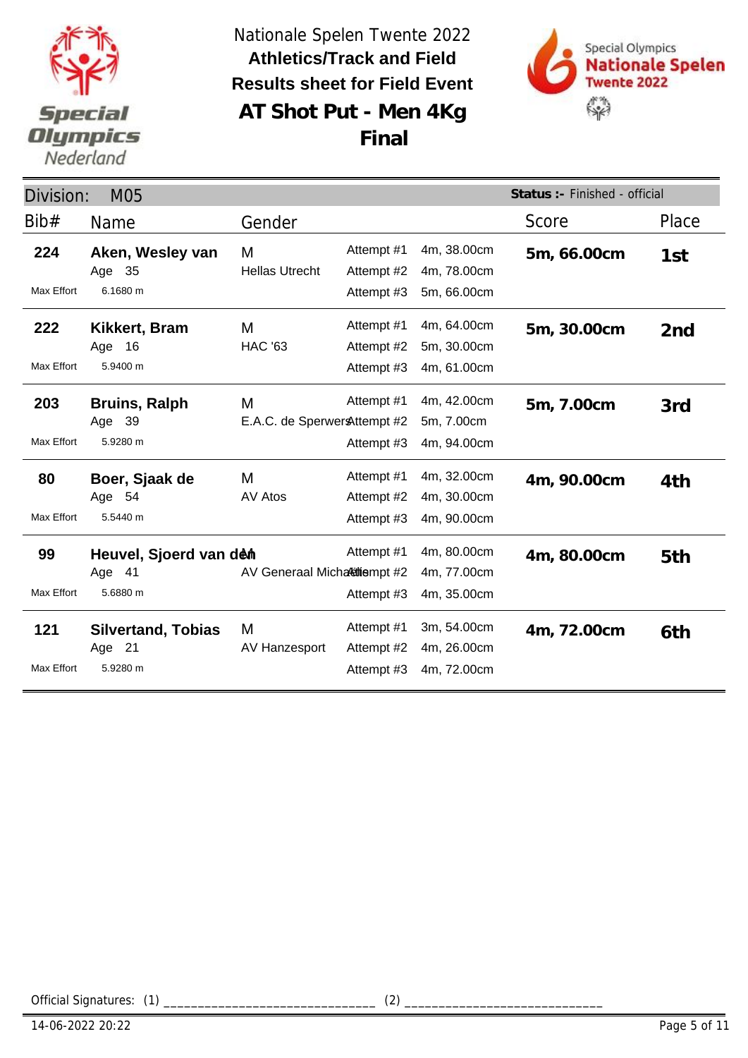Nationale Spelen Twente 2022

**Athletics/Track and Field**

**Results sheet for Field Event**

## AT Shot Put - Men 4Kg

## Final

Division: M05 — **Status :-** Finished - official

| Bib# | Name | Gender | Attempt | Distance | Score | Place |
|---|---|---|---|---|---|---|
| **224** | **Aken, Wesley van** | M | Attempt #1 | 4m, 38.00cm | **5m, 66.00cm** | **1st** |
| | Age 35 | Hellas Utrecht | Attempt #2 | 4m, 78.00cm | | |
| Max Effort | 6.1680 m | | Attempt #3 | 5m, 66.00cm | | |
| **222** | **Kikkert, Bram** | M | Attempt #1 | 4m, 64.00cm | **5m, 30.00cm** | **2nd** |
| | Age 16 | HAC '63 | Attempt #2 | 5m, 30.00cm | | |
| Max Effort | 5.9400 m | | Attempt #3 | 4m, 61.00cm | | |
| **203** | **Bruins, Ralph** | M | Attempt #1 | 4m, 42.00cm | **5m, 7.00cm** | **3rd** |
| | Age 39 | E.A.C. de Sperwers | Attempt #2 | 5m, 7.00cm | | |
| Max Effort | 5.9280 m | | Attempt #3 | 4m, 94.00cm | | |
| **80** | **Boer, Sjaak de** | M | Attempt #1 | 4m, 32.00cm | **4m, 90.00cm** | **4th** |
| | Age 54 | AV Atos | Attempt #2 | 4m, 30.00cm | | |
| Max Effort | 5.5440 m | | Attempt #3 | 4m, 90.00cm | | |
| **99** | **Heuvel, Sjoerd van den** | M | Attempt #1 | 4m, 80.00cm | **4m, 80.00cm** | **5th** |
| | Age 41 | AV Generaal Michaëlis | Attempt #2 | 4m, 77.00cm | | |
| Max Effort | 5.6880 m | | Attempt #3 | 4m, 35.00cm | | |
| **121** | **Silvertand, Tobias** | M | Attempt #1 | 3m, 54.00cm | **4m, 72.00cm** | **6th** |
| | Age 21 | AV Hanzesport | Attempt #2 | 4m, 26.00cm | | |
| Max Effort | 5.9280 m | | Attempt #3 | 4m, 72.00cm | | |

Official Signatures: (1) ______________________________ (2) ____________________________

14-06-2022 20:22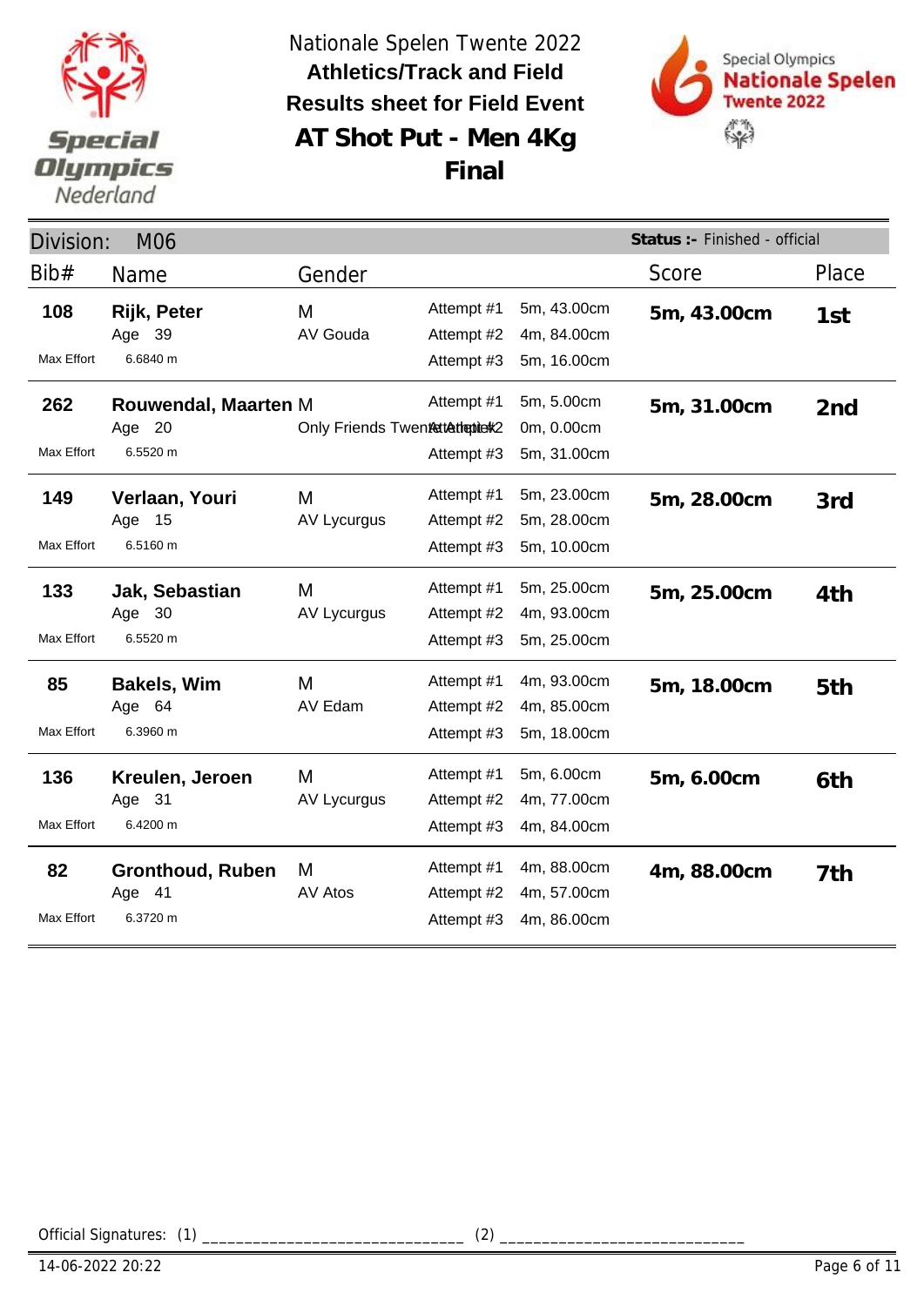Nationale Spelen Twente 2022

**Athletics/Track and Field**

**Results sheet for Field Event**

# AT Shot Put - Men 4Kg

## Final

Division: M06 | **Status :-** Finished - official

| Bib# | Name | Gender / Club | Attempt | Distance | Score | Place |
|---|---|---|---|---|---|---|
| **108** | **Rijk, Peter** | M | Attempt #1 | 5m, 43.00cm | **5m, 43.00cm** | **1st** |
| | Age 39 | AV Gouda | Attempt #2 | 4m, 84.00cm | | |
| Max Effort | 6.6840 m | | Attempt #3 | 5m, 16.00cm | | |
| **262** | **Rouwendal, Maarten** | M | Attempt #1 | 5m, 5.00cm | **5m, 31.00cm** | **2nd** |
| | Age 20 | Only Friends Twente Atletiek | Attempt #2 | 0m, 0.00cm | | |
| Max Effort | 6.5520 m | | Attempt #3 | 5m, 31.00cm | | |
| **149** | **Verlaan, Youri** | M | Attempt #1 | 5m, 23.00cm | **5m, 28.00cm** | **3rd** |
| | Age 15 | AV Lycurgus | Attempt #2 | 5m, 28.00cm | | |
| Max Effort | 6.5160 m | | Attempt #3 | 5m, 10.00cm | | |
| **133** | **Jak, Sebastian** | M | Attempt #1 | 5m, 25.00cm | **5m, 25.00cm** | **4th** |
| | Age 30 | AV Lycurgus | Attempt #2 | 4m, 93.00cm | | |
| Max Effort | 6.5520 m | | Attempt #3 | 5m, 25.00cm | | |
| **85** | **Bakels, Wim** | M | Attempt #1 | 4m, 93.00cm | **5m, 18.00cm** | **5th** |
| | Age 64 | AV Edam | Attempt #2 | 4m, 85.00cm | | |
| Max Effort | 6.3960 m | | Attempt #3 | 5m, 18.00cm | | |
| **136** | **Kreulen, Jeroen** | M | Attempt #1 | 5m, 6.00cm | **5m, 6.00cm** | **6th** |
| | Age 31 | AV Lycurgus | Attempt #2 | 4m, 77.00cm | | |
| Max Effort | 6.4200 m | | Attempt #3 | 4m, 84.00cm | | |
| **82** | **Gronthoud, Ruben** | M | Attempt #1 | 4m, 88.00cm | **4m, 88.00cm** | **7th** |
| | Age 41 | AV Atos | Attempt #2 | 4m, 57.00cm | | |
| Max Effort | 6.3720 m | | Attempt #3 | 4m, 86.00cm | | |

Official Signatures: (1) ______________________________ (2) ____________________________

14-06-2022 20:22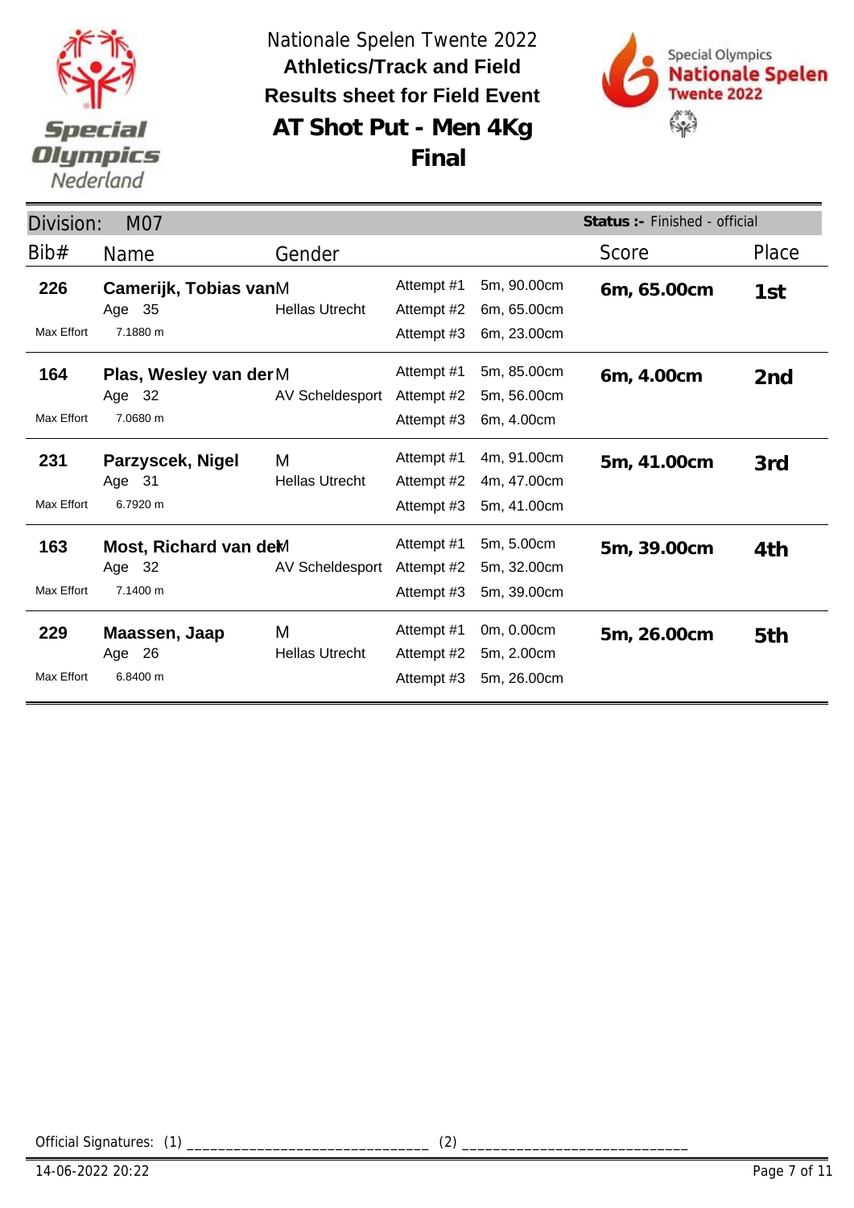Nationale Spelen Twente 2022

**Athletics/Track and Field**

**Results sheet for Field Event**

# AT Shot Put - Men 4Kg

# Final

Division: M07 — **Status :-** Finished - official

| Bib# | Name | Gender | Attempt | Distance | Score | Place |
|---|---|---|---|---|---|---|
| **226** | **Camerijk, Tobias van** | M | Attempt #1 | 5m, 90.00cm | **6m, 65.00cm** | **1st** |
| | Age 35 | Hellas Utrecht | Attempt #2 | 6m, 65.00cm | | |
| Max Effort | 7.1880 m | | Attempt #3 | 6m, 23.00cm | | |
| **164** | **Plas, Wesley van der** | M | Attempt #1 | 5m, 85.00cm | **6m, 4.00cm** | **2nd** |
| | Age 32 | AV Scheldesport | Attempt #2 | 5m, 56.00cm | | |
| Max Effort | 7.0680 m | | Attempt #3 | 6m, 4.00cm | | |
| **231** | **Parzyscek, Nigel** | M | Attempt #1 | 4m, 91.00cm | **5m, 41.00cm** | **3rd** |
| | Age 31 | Hellas Utrecht | Attempt #2 | 4m, 47.00cm | | |
| Max Effort | 6.7920 m | | Attempt #3 | 5m, 41.00cm | | |
| **163** | **Most, Richard van der** | M | Attempt #1 | 5m, 5.00cm | **5m, 39.00cm** | **4th** |
| | Age 32 | AV Scheldesport | Attempt #2 | 5m, 32.00cm | | |
| Max Effort | 7.1400 m | | Attempt #3 | 5m, 39.00cm | | |
| **229** | **Maassen, Jaap** | M | Attempt #1 | 0m, 0.00cm | **5m, 26.00cm** | **5th** |
| | Age 26 | Hellas Utrecht | Attempt #2 | 5m, 2.00cm | | |
| Max Effort | 6.8400 m | | Attempt #3 | 5m, 26.00cm | | |

Official Signatures: (1) ______________________________ (2) ____________________________

14-06-2022 20:22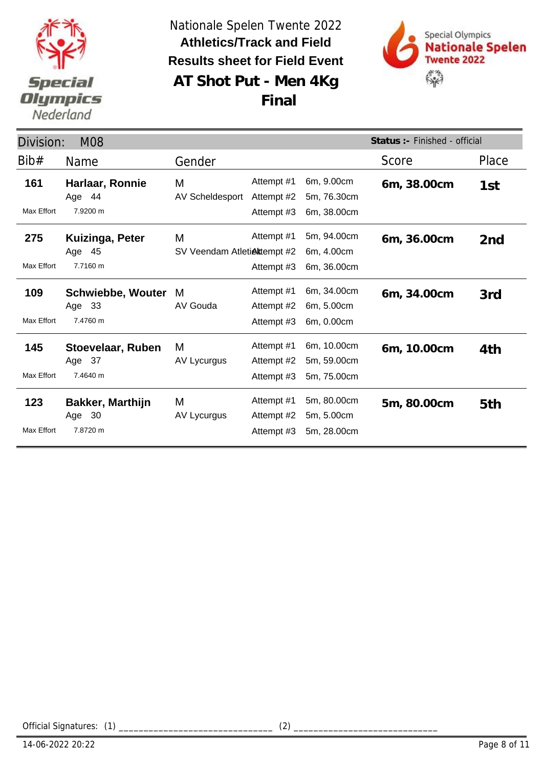Nationale Spelen Twente 2022

**Athletics/Track and Field**

**Results sheet for Field Event**

# AT Shot Put - Men 4Kg

## Final

Special Olympics Nederland

Special Olympics Nationale Spelen Twente 2022

Division: M08 — **Status :-** Finished - official

| Bib# | Name | Gender | | | Score | Place |
|---|---|---|---|---|---|---|
| **161** | **Harlaar, Ronnie** | M | Attempt #1 | 6m, 9.00cm | **6m, 38.00cm** | **1st** |
| | Age 44 | AV Scheldesport | Attempt #2 | 5m, 76.30cm | | |
| Max Effort | 7.9200 m | | Attempt #3 | 6m, 38.00cm | | |
| **275** | **Kuizinga, Peter** | M | Attempt #1 | 5m, 94.00cm | **6m, 36.00cm** | **2nd** |
| | Age 45 | SV Veendam Atletiek | Attempt #2 | 6m, 4.00cm | | |
| Max Effort | 7.7160 m | | Attempt #3 | 6m, 36.00cm | | |
| **109** | **Schwiebbe, Wouter** | M | Attempt #1 | 6m, 34.00cm | **6m, 34.00cm** | **3rd** |
| | Age 33 | AV Gouda | Attempt #2 | 6m, 5.00cm | | |
| Max Effort | 7.4760 m | | Attempt #3 | 6m, 0.00cm | | |
| **145** | **Stoevelaar, Ruben** | M | Attempt #1 | 6m, 10.00cm | **6m, 10.00cm** | **4th** |
| | Age 37 | AV Lycurgus | Attempt #2 | 5m, 59.00cm | | |
| Max Effort | 7.4640 m | | Attempt #3 | 5m, 75.00cm | | |
| **123** | **Bakker, Marthijn** | M | Attempt #1 | 5m, 80.00cm | **5m, 80.00cm** | **5th** |
| | Age 30 | AV Lycurgus | Attempt #2 | 5m, 5.00cm | | |
| Max Effort | 7.8720 m | | Attempt #3 | 5m, 28.00cm | | |

Official Signatures: (1) ______________________________ (2) ____________________________

14-06-2022 20:22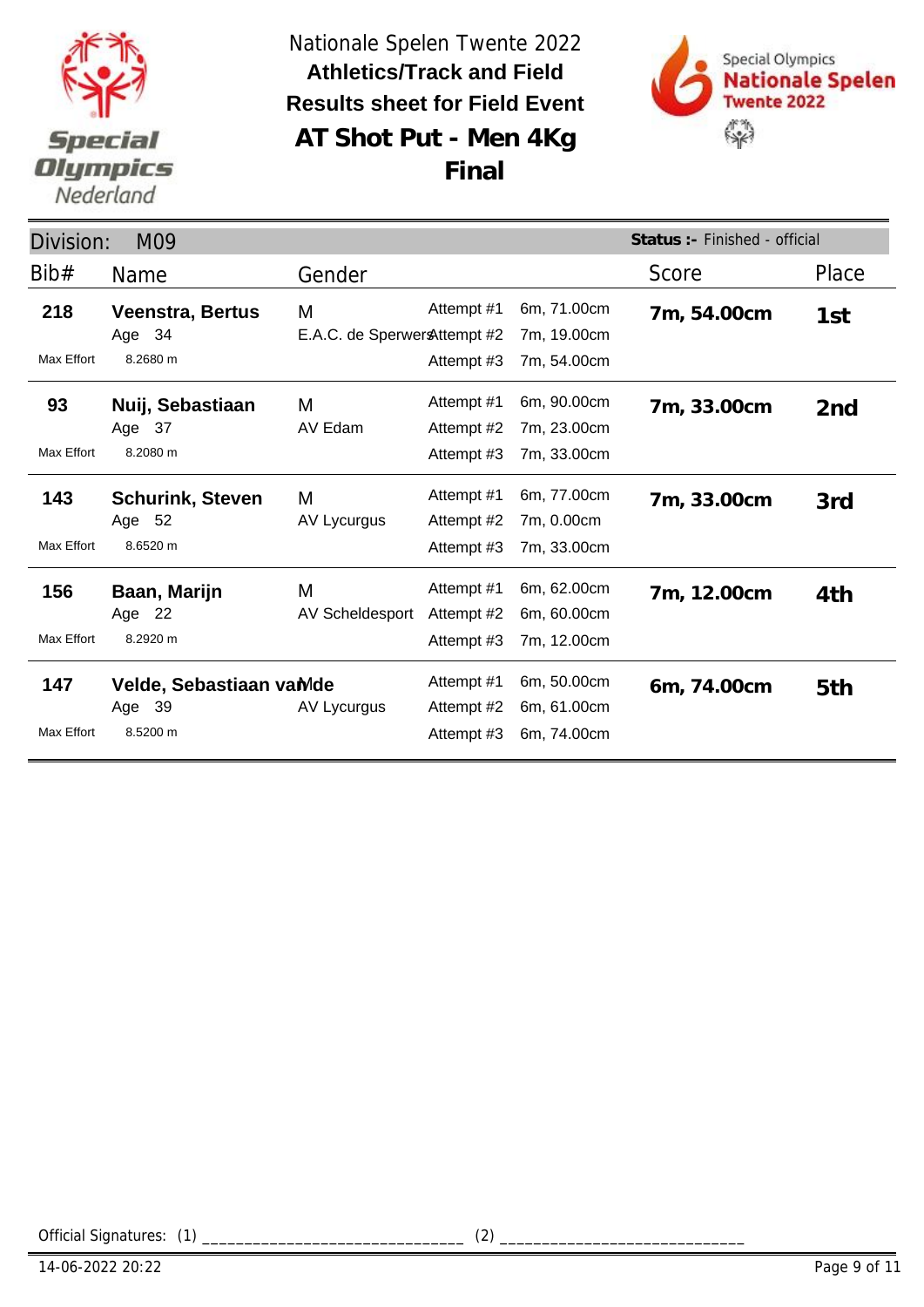Nationale Spelen Twente 2022

**Athletics/Track and Field**

**Results sheet for Field Event**

# AT Shot Put - Men 4Kg

## Final

Division: M09 — **Status :-** Finished - official

| Bib# | Name | Gender | Attempt | Distance | Score | Place |
|---|---|---|---|---|---|---|
| **218** | **Veenstra, Bertus** | M | Attempt #1 | 6m, 71.00cm | **7m, 54.00cm** | **1st** |
| | Age 34 | E.A.C. de Sperwers | Attempt #2 | 7m, 19.00cm | | |
| Max Effort | 8.2680 m | | Attempt #3 | 7m, 54.00cm | | |
| **93** | **Nuij, Sebastiaan** | M | Attempt #1 | 6m, 90.00cm | **7m, 33.00cm** | **2nd** |
| | Age 37 | AV Edam | Attempt #2 | 7m, 23.00cm | | |
| Max Effort | 8.2080 m | | Attempt #3 | 7m, 33.00cm | | |
| **143** | **Schurink, Steven** | M | Attempt #1 | 6m, 77.00cm | **7m, 33.00cm** | **3rd** |
| | Age 52 | AV Lycurgus | Attempt #2 | 7m, 0.00cm | | |
| Max Effort | 8.6520 m | | Attempt #3 | 7m, 33.00cm | | |
| **156** | **Baan, Marijn** | M | Attempt #1 | 6m, 62.00cm | **7m, 12.00cm** | **4th** |
| | Age 22 | AV Scheldesport | Attempt #2 | 6m, 60.00cm | | |
| Max Effort | 8.2920 m | | Attempt #3 | 7m, 12.00cm | | |
| **147** | **Velde, Sebastiaan van de** | M | Attempt #1 | 6m, 50.00cm | **6m, 74.00cm** | **5th** |
| | Age 39 | AV Lycurgus | Attempt #2 | 6m, 61.00cm | | |
| Max Effort | 8.5200 m | | Attempt #3 | 6m, 74.00cm | | |

Official Signatures: (1) ______________________________ (2) ____________________________

14-06-2022 20:22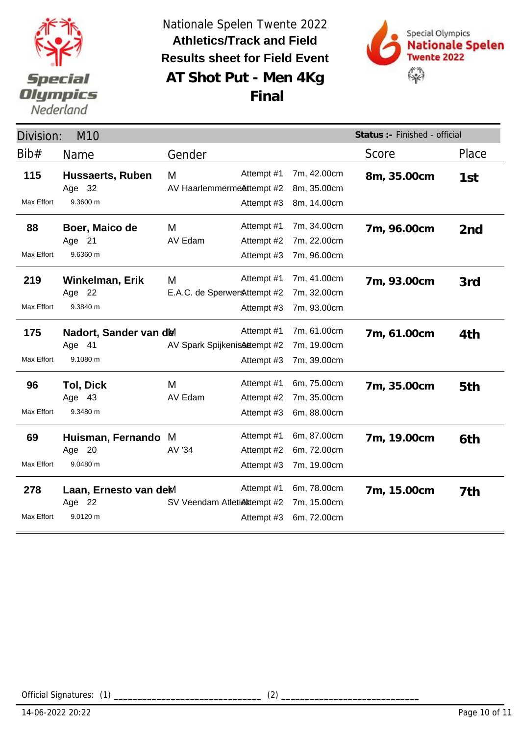Nationale Spelen Twente 2022

**Athletics/Track and Field**

**Results sheet for Field Event**

# AT Shot Put - Men 4Kg

## Final

**Division:** M10 | **Status :-** Finished - official

| Bib# | Name | Gender | Club | Attempt | Distance | Score | Place |
|---|---|---|---|---|---|---|---|
| **115** | **Hussaerts, Ruben** | M | | Attempt #1 | 7m, 42.00cm | **8m, 35.00cm** | **1st** |
| | Age 32 | | AV Haarlemmermeer | Attempt #2 | 8m, 35.00cm | | |
| Max Effort | 9.3600 m | | | Attempt #3 | 8m, 14.00cm | | |
| **88** | **Boer, Maico de** | M | | Attempt #1 | 7m, 34.00cm | **7m, 96.00cm** | **2nd** |
| | Age 21 | | AV Edam | Attempt #2 | 7m, 22.00cm | | |
| Max Effort | 9.6360 m | | | Attempt #3 | 7m, 96.00cm | | |
| **219** | **Winkelman, Erik** | M | | Attempt #1 | 7m, 41.00cm | **7m, 93.00cm** | **3rd** |
| | Age 22 | | E.A.C. de Sperwers | Attempt #2 | 7m, 32.00cm | | |
| Max Effort | 9.3840 m | | | Attempt #3 | 7m, 93.00cm | | |
| **175** | **Nadort, Sander van de** | M | | Attempt #1 | 7m, 61.00cm | **7m, 61.00cm** | **4th** |
| | Age 41 | | AV Spark Spijkenisse | Attempt #2 | 7m, 19.00cm | | |
| Max Effort | 9.1080 m | | | Attempt #3 | 7m, 39.00cm | | |
| **96** | **Tol, Dick** | M | | Attempt #1 | 6m, 75.00cm | **7m, 35.00cm** | **5th** |
| | Age 43 | | AV Edam | Attempt #2 | 7m, 35.00cm | | |
| Max Effort | 9.3480 m | | | Attempt #3 | 6m, 88.00cm | | |
| **69** | **Huisman, Fernando** | M | | Attempt #1 | 6m, 87.00cm | **7m, 19.00cm** | **6th** |
| | Age 20 | | AV '34 | Attempt #2 | 6m, 72.00cm | | |
| Max Effort | 9.0480 m | | | Attempt #3 | 7m, 19.00cm | | |
| **278** | **Laan, Ernesto van der** | M | | Attempt #1 | 6m, 78.00cm | **7m, 15.00cm** | **7th** |
| | Age 22 | | SV Veendam Atletiek | Attempt #2 | 7m, 15.00cm | | |
| Max Effort | 9.0120 m | | | Attempt #3 | 6m, 72.00cm | | |

Official Signatures: (1) ______________________________ (2) ____________________________

14-06-2022 20:22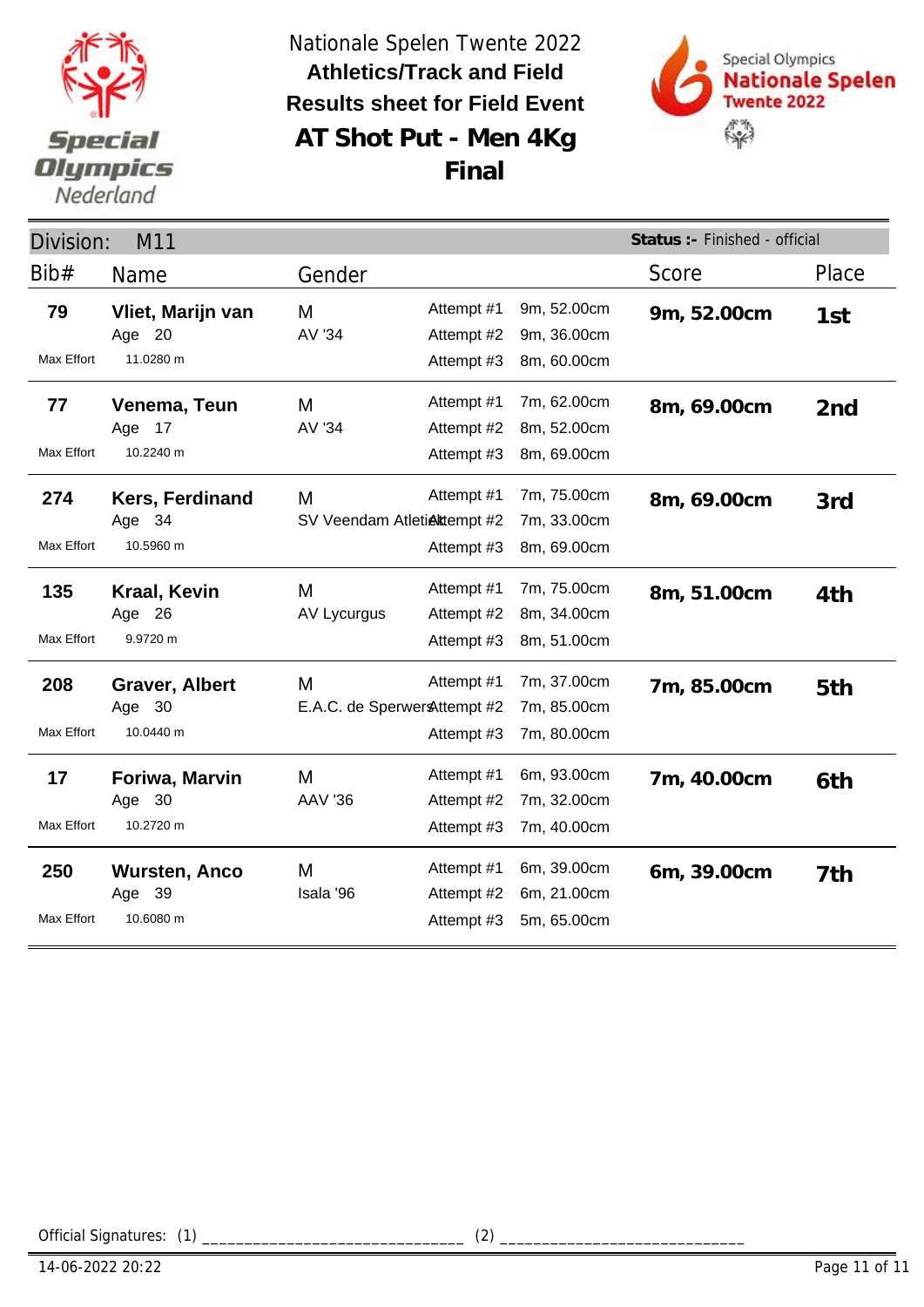Nationale Spelen Twente 2022

**Athletics/Track and Field**

**Results sheet for Field Event**

# AT Shot Put - Men 4Kg

## Final

Division: M11 | **Status :-** Finished - official

| Bib# | Name | Gender | | | Score | Place |
|---|---|---|---|---|---|---|
| **79** | **Vliet, Marijn van** | M | Attempt #1 | 9m, 52.00cm | **9m, 52.00cm** | **1st** |
| | Age 20 | AV '34 | Attempt #2 | 9m, 36.00cm | | |
| Max Effort | 11.0280 m | | Attempt #3 | 8m, 60.00cm | | |
| **77** | **Venema, Teun** | M | Attempt #1 | 7m, 62.00cm | **8m, 69.00cm** | **2nd** |
| | Age 17 | AV '34 | Attempt #2 | 8m, 52.00cm | | |
| Max Effort | 10.2240 m | | Attempt #3 | 8m, 69.00cm | | |
| **274** | **Kers, Ferdinand** | M | Attempt #1 | 7m, 75.00cm | **8m, 69.00cm** | **3rd** |
| | Age 34 | SV Veendam Atletiek | Attempt #2 | 7m, 33.00cm | | |
| Max Effort | 10.5960 m | | Attempt #3 | 8m, 69.00cm | | |
| **135** | **Kraal, Kevin** | M | Attempt #1 | 7m, 75.00cm | **8m, 51.00cm** | **4th** |
| | Age 26 | AV Lycurgus | Attempt #2 | 8m, 34.00cm | | |
| Max Effort | 9.9720 m | | Attempt #3 | 8m, 51.00cm | | |
| **208** | **Graver, Albert** | M | Attempt #1 | 7m, 37.00cm | **7m, 85.00cm** | **5th** |
| | Age 30 | E.A.C. de Sperwers | Attempt #2 | 7m, 85.00cm | | |
| Max Effort | 10.0440 m | | Attempt #3 | 7m, 80.00cm | | |
| **17** | **Foriwa, Marvin** | M | Attempt #1 | 6m, 93.00cm | **7m, 40.00cm** | **6th** |
| | Age 30 | AAV '36 | Attempt #2 | 7m, 32.00cm | | |
| Max Effort | 10.2720 m | | Attempt #3 | 7m, 40.00cm | | |
| **250** | **Wursten, Anco** | M | Attempt #1 | 6m, 39.00cm | **6m, 39.00cm** | **7th** |
| | Age 39 | Isala '96 | Attempt #2 | 6m, 21.00cm | | |
| Max Effort | 10.6080 m | | Attempt #3 | 5m, 65.00cm | | |

Official Signatures: (1) ______________________________ (2) ____________________________

14-06-2022 20:22